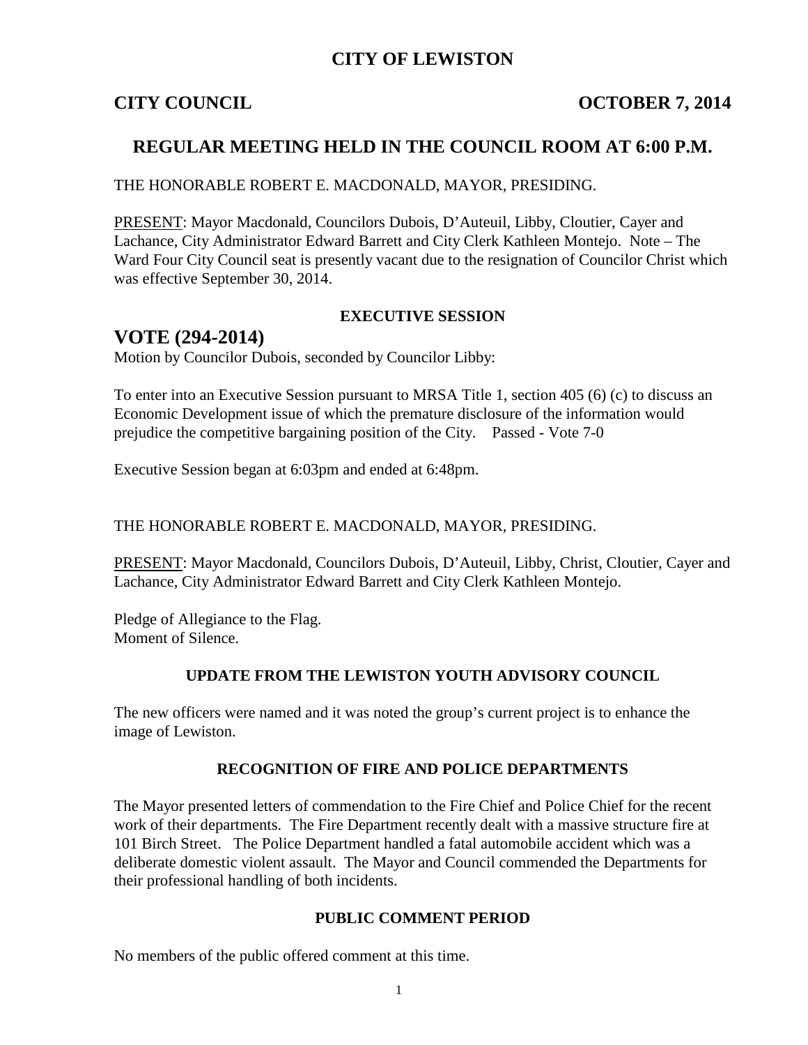# CITY OF LEWISTON

**CITY COUNCIL** **OCTOBER 7, 2014**

## REGULAR MEETING HELD IN THE COUNCIL ROOM AT 6:00 P.M.

THE HONORABLE ROBERT E. MACDONALD, MAYOR, PRESIDING.

PRESENT: Mayor Macdonald, Councilors Dubois, D'Auteuil, Libby, Cloutier, Cayer and Lachance, City Administrator Edward Barrett and City Clerk Kathleen Montejo. Note – The Ward Four City Council seat is presently vacant due to the resignation of Councilor Christ which was effective September 30, 2014.

### EXECUTIVE SESSION

## VOTE (294-2014)

Motion by Councilor Dubois, seconded by Councilor Libby:

To enter into an Executive Session pursuant to MRSA Title 1, section 405 (6) (c) to discuss an Economic Development issue of which the premature disclosure of the information would prejudice the competitive bargaining position of the City. Passed - Vote 7-0

Executive Session began at 6:03pm and ended at 6:48pm.

THE HONORABLE ROBERT E. MACDONALD, MAYOR, PRESIDING.

PRESENT: Mayor Macdonald, Councilors Dubois, D'Auteuil, Libby, Christ, Cloutier, Cayer and Lachance, City Administrator Edward Barrett and City Clerk Kathleen Montejo.

Pledge of Allegiance to the Flag.
Moment of Silence.

### UPDATE FROM THE LEWISTON YOUTH ADVISORY COUNCIL

The new officers were named and it was noted the group's current project is to enhance the image of Lewiston.

### RECOGNITION OF FIRE AND POLICE DEPARTMENTS

The Mayor presented letters of commendation to the Fire Chief and Police Chief for the recent work of their departments. The Fire Department recently dealt with a massive structure fire at 101 Birch Street. The Police Department handled a fatal automobile accident which was a deliberate domestic violent assault. The Mayor and Council commended the Departments for their professional handling of both incidents.

### PUBLIC COMMENT PERIOD

No members of the public offered comment at this time.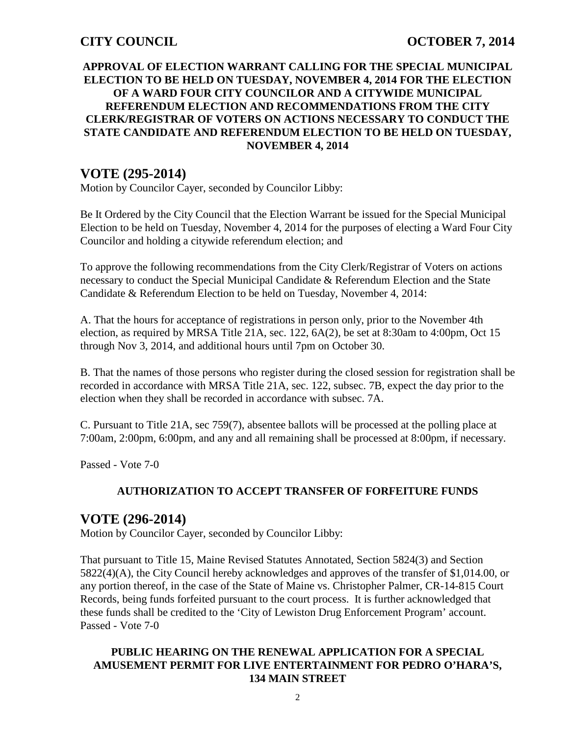**APPROVAL OF ELECTION WARRANT CALLING FOR THE SPECIAL MUNICIPAL ELECTION TO BE HELD ON TUESDAY, NOVEMBER 4, 2014 FOR THE ELECTION OF A WARD FOUR CITY COUNCILOR AND A CITYWIDE MUNICIPAL REFERENDUM ELECTION AND RECOMMENDATIONS FROM THE CITY CLERK/REGISTRAR OF VOTERS ON ACTIONS NECESSARY TO CONDUCT THE STATE CANDIDATE AND REFERENDUM ELECTION TO BE HELD ON TUESDAY, NOVEMBER 4, 2014**

## VOTE (295-2014)

Motion by Councilor Cayer, seconded by Councilor Libby:

Be It Ordered by the City Council that the Election Warrant be issued for the Special Municipal Election to be held on Tuesday, November 4, 2014 for the purposes of electing a Ward Four City Councilor and holding a citywide referendum election; and

To approve the following recommendations from the City Clerk/Registrar of Voters on actions necessary to conduct the Special Municipal Candidate & Referendum Election and the State Candidate & Referendum Election to be held on Tuesday, November 4, 2014:

A. That the hours for acceptance of registrations in person only, prior to the November 4th election, as required by MRSA Title 21A, sec. 122, 6A(2), be set at 8:30am to 4:00pm, Oct 15 through Nov 3, 2014, and additional hours until 7pm on October 30.

B. That the names of those persons who register during the closed session for registration shall be recorded in accordance with MRSA Title 21A, sec. 122, subsec. 7B, expect the day prior to the election when they shall be recorded in accordance with subsec. 7A.

C. Pursuant to Title 21A, sec 759(7), absentee ballots will be processed at the polling place at 7:00am, 2:00pm, 6:00pm, and any and all remaining shall be processed at 8:00pm, if necessary.

Passed - Vote 7-0

**AUTHORIZATION TO ACCEPT TRANSFER OF FORFEITURE FUNDS**

## VOTE (296-2014)

Motion by Councilor Cayer, seconded by Councilor Libby:

That pursuant to Title 15, Maine Revised Statutes Annotated, Section 5824(3) and Section 5822(4)(A), the City Council hereby acknowledges and approves of the transfer of $1,014.00, or any portion thereof, in the case of the State of Maine vs. Christopher Palmer, CR-14-815 Court Records, being funds forfeited pursuant to the court process. It is further acknowledged that these funds shall be credited to the 'City of Lewiston Drug Enforcement Program' account.
Passed - Vote 7-0

**PUBLIC HEARING ON THE RENEWAL APPLICATION FOR A SPECIAL AMUSEMENT PERMIT FOR LIVE ENTERTAINMENT FOR PEDRO O'HARA'S, 134 MAIN STREET**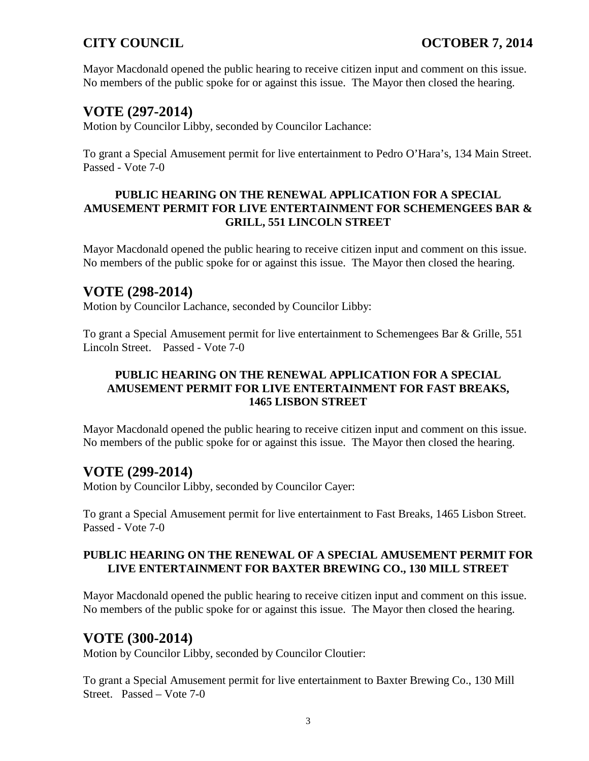Mayor Macdonald opened the public hearing to receive citizen input and comment on this issue. No members of the public spoke for or against this issue. The Mayor then closed the hearing.

## VOTE (297-2014)

Motion by Councilor Libby, seconded by Councilor Lachance:

To grant a Special Amusement permit for live entertainment to Pedro O'Hara's, 134 Main Street. Passed - Vote 7-0

### PUBLIC HEARING ON THE RENEWAL APPLICATION FOR A SPECIAL AMUSEMENT PERMIT FOR LIVE ENTERTAINMENT FOR SCHEMENGEES BAR & GRILL, 551 LINCOLN STREET

Mayor Macdonald opened the public hearing to receive citizen input and comment on this issue. No members of the public spoke for or against this issue. The Mayor then closed the hearing.

## VOTE (298-2014)

Motion by Councilor Lachance, seconded by Councilor Libby:

To grant a Special Amusement permit for live entertainment to Schemengees Bar & Grille, 551 Lincoln Street. Passed - Vote 7-0

### PUBLIC HEARING ON THE RENEWAL APPLICATION FOR A SPECIAL AMUSEMENT PERMIT FOR LIVE ENTERTAINMENT FOR FAST BREAKS, 1465 LISBON STREET

Mayor Macdonald opened the public hearing to receive citizen input and comment on this issue. No members of the public spoke for or against this issue. The Mayor then closed the hearing.

## VOTE (299-2014)

Motion by Councilor Libby, seconded by Councilor Cayer:

To grant a Special Amusement permit for live entertainment to Fast Breaks, 1465 Lisbon Street. Passed - Vote 7-0

### PUBLIC HEARING ON THE RENEWAL OF A SPECIAL AMUSEMENT PERMIT FOR LIVE ENTERTAINMENT FOR BAXTER BREWING CO., 130 MILL STREET

Mayor Macdonald opened the public hearing to receive citizen input and comment on this issue. No members of the public spoke for or against this issue. The Mayor then closed the hearing.

## VOTE (300-2014)

Motion by Councilor Libby, seconded by Councilor Cloutier:

To grant a Special Amusement permit for live entertainment to Baxter Brewing Co., 130 Mill Street. Passed – Vote 7-0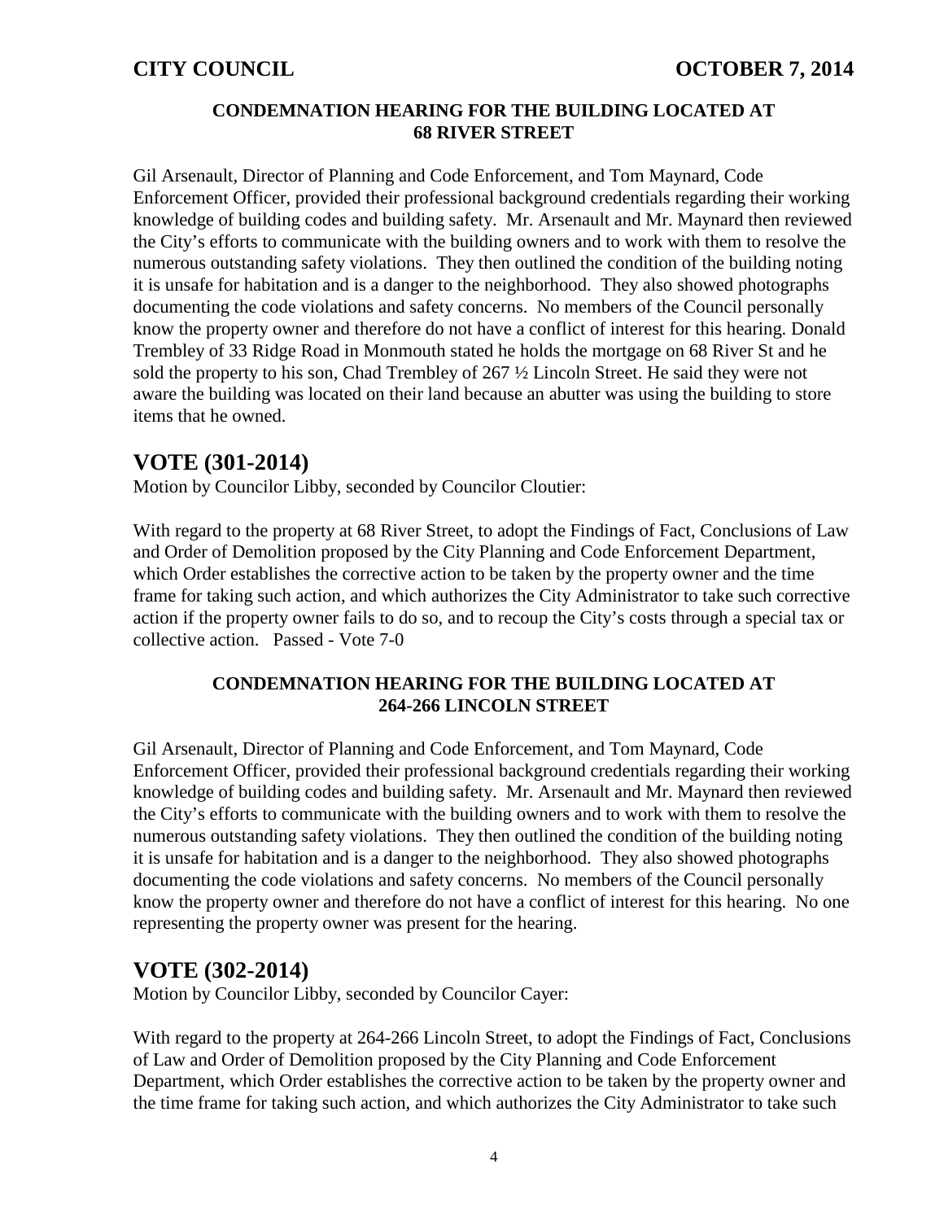### CONDEMNATION HEARING FOR THE BUILDING LOCATED AT 68 RIVER STREET

Gil Arsenault, Director of Planning and Code Enforcement, and Tom Maynard, Code Enforcement Officer, provided their professional background credentials regarding their working knowledge of building codes and building safety. Mr. Arsenault and Mr. Maynard then reviewed the City's efforts to communicate with the building owners and to work with them to resolve the numerous outstanding safety violations. They then outlined the condition of the building noting it is unsafe for habitation and is a danger to the neighborhood. They also showed photographs documenting the code violations and safety concerns. No members of the Council personally know the property owner and therefore do not have a conflict of interest for this hearing. Donald Trembley of 33 Ridge Road in Monmouth stated he holds the mortgage on 68 River St and he sold the property to his son, Chad Trembley of 267 ½ Lincoln Street. He said they were not aware the building was located on their land because an abutter was using the building to store items that he owned.

## VOTE (301-2014)

Motion by Councilor Libby, seconded by Councilor Cloutier:

With regard to the property at 68 River Street, to adopt the Findings of Fact, Conclusions of Law and Order of Demolition proposed by the City Planning and Code Enforcement Department, which Order establishes the corrective action to be taken by the property owner and the time frame for taking such action, and which authorizes the City Administrator to take such corrective action if the property owner fails to do so, and to recoup the City's costs through a special tax or collective action. Passed - Vote 7-0

### CONDEMNATION HEARING FOR THE BUILDING LOCATED AT 264-266 LINCOLN STREET

Gil Arsenault, Director of Planning and Code Enforcement, and Tom Maynard, Code Enforcement Officer, provided their professional background credentials regarding their working knowledge of building codes and building safety. Mr. Arsenault and Mr. Maynard then reviewed the City's efforts to communicate with the building owners and to work with them to resolve the numerous outstanding safety violations. They then outlined the condition of the building noting it is unsafe for habitation and is a danger to the neighborhood. They also showed photographs documenting the code violations and safety concerns. No members of the Council personally know the property owner and therefore do not have a conflict of interest for this hearing. No one representing the property owner was present for the hearing.

## VOTE (302-2014)

Motion by Councilor Libby, seconded by Councilor Cayer:

With regard to the property at 264-266 Lincoln Street, to adopt the Findings of Fact, Conclusions of Law and Order of Demolition proposed by the City Planning and Code Enforcement Department, which Order establishes the corrective action to be taken by the property owner and the time frame for taking such action, and which authorizes the City Administrator to take such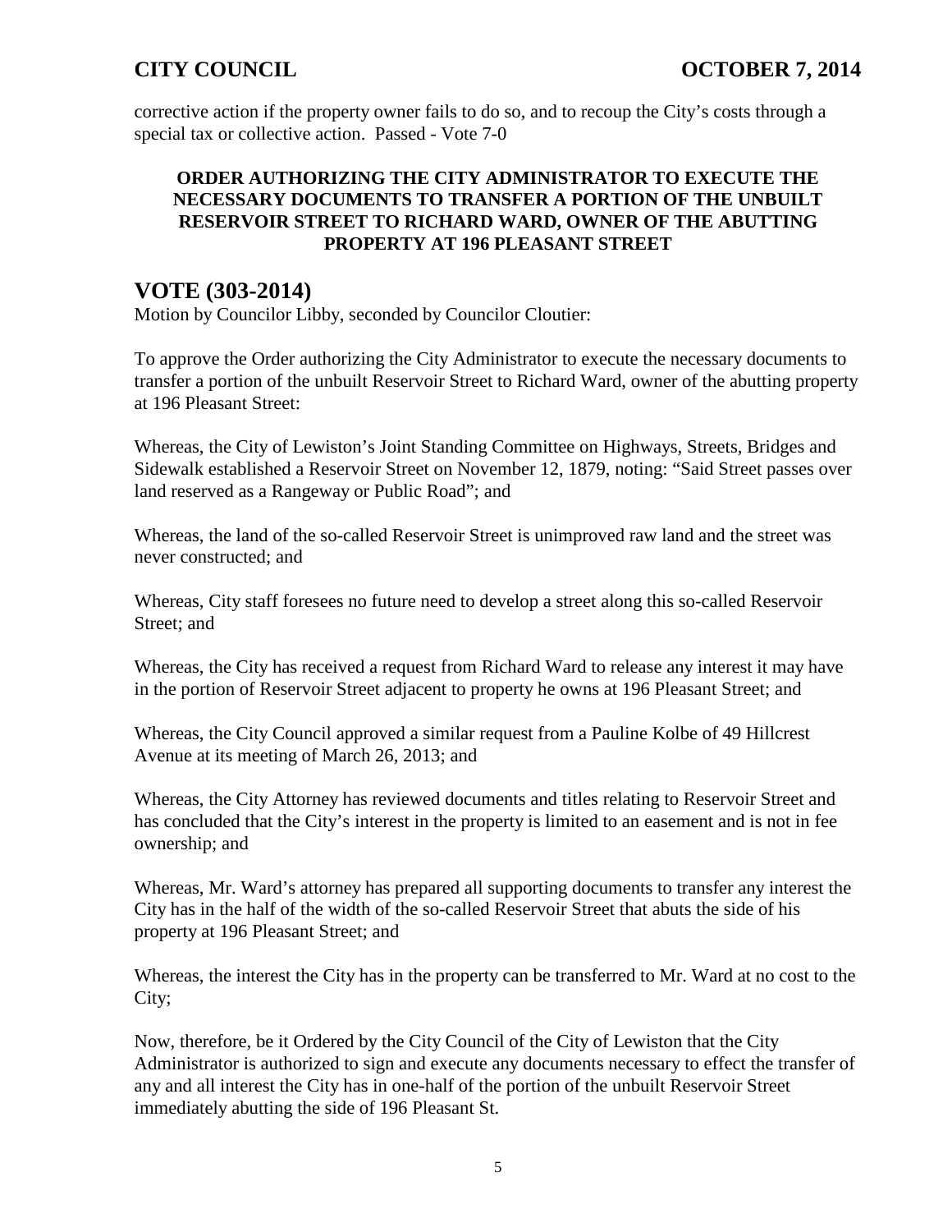corrective action if the property owner fails to do so, and to recoup the City's costs through a special tax or collective action. Passed - Vote 7-0

**ORDER AUTHORIZING THE CITY ADMINISTRATOR TO EXECUTE THE NECESSARY DOCUMENTS TO TRANSFER A PORTION OF THE UNBUILT RESERVOIR STREET TO RICHARD WARD, OWNER OF THE ABUTTING PROPERTY AT 196 PLEASANT STREET**

## VOTE (303-2014)

Motion by Councilor Libby, seconded by Councilor Cloutier:

To approve the Order authorizing the City Administrator to execute the necessary documents to transfer a portion of the unbuilt Reservoir Street to Richard Ward, owner of the abutting property at 196 Pleasant Street:

Whereas, the City of Lewiston's Joint Standing Committee on Highways, Streets, Bridges and Sidewalk established a Reservoir Street on November 12, 1879, noting: "Said Street passes over land reserved as a Rangeway or Public Road"; and

Whereas, the land of the so-called Reservoir Street is unimproved raw land and the street was never constructed; and

Whereas, City staff foresees no future need to develop a street along this so-called Reservoir Street; and

Whereas, the City has received a request from Richard Ward to release any interest it may have in the portion of Reservoir Street adjacent to property he owns at 196 Pleasant Street; and

Whereas, the City Council approved a similar request from a Pauline Kolbe of 49 Hillcrest Avenue at its meeting of March 26, 2013; and

Whereas, the City Attorney has reviewed documents and titles relating to Reservoir Street and has concluded that the City's interest in the property is limited to an easement and is not in fee ownership; and

Whereas, Mr. Ward's attorney has prepared all supporting documents to transfer any interest the City has in the half of the width of the so-called Reservoir Street that abuts the side of his property at 196 Pleasant Street; and

Whereas, the interest the City has in the property can be transferred to Mr. Ward at no cost to the City;

Now, therefore, be it Ordered by the City Council of the City of Lewiston that the City Administrator is authorized to sign and execute any documents necessary to effect the transfer of any and all interest the City has in one-half of the portion of the unbuilt Reservoir Street immediately abutting the side of 196 Pleasant St.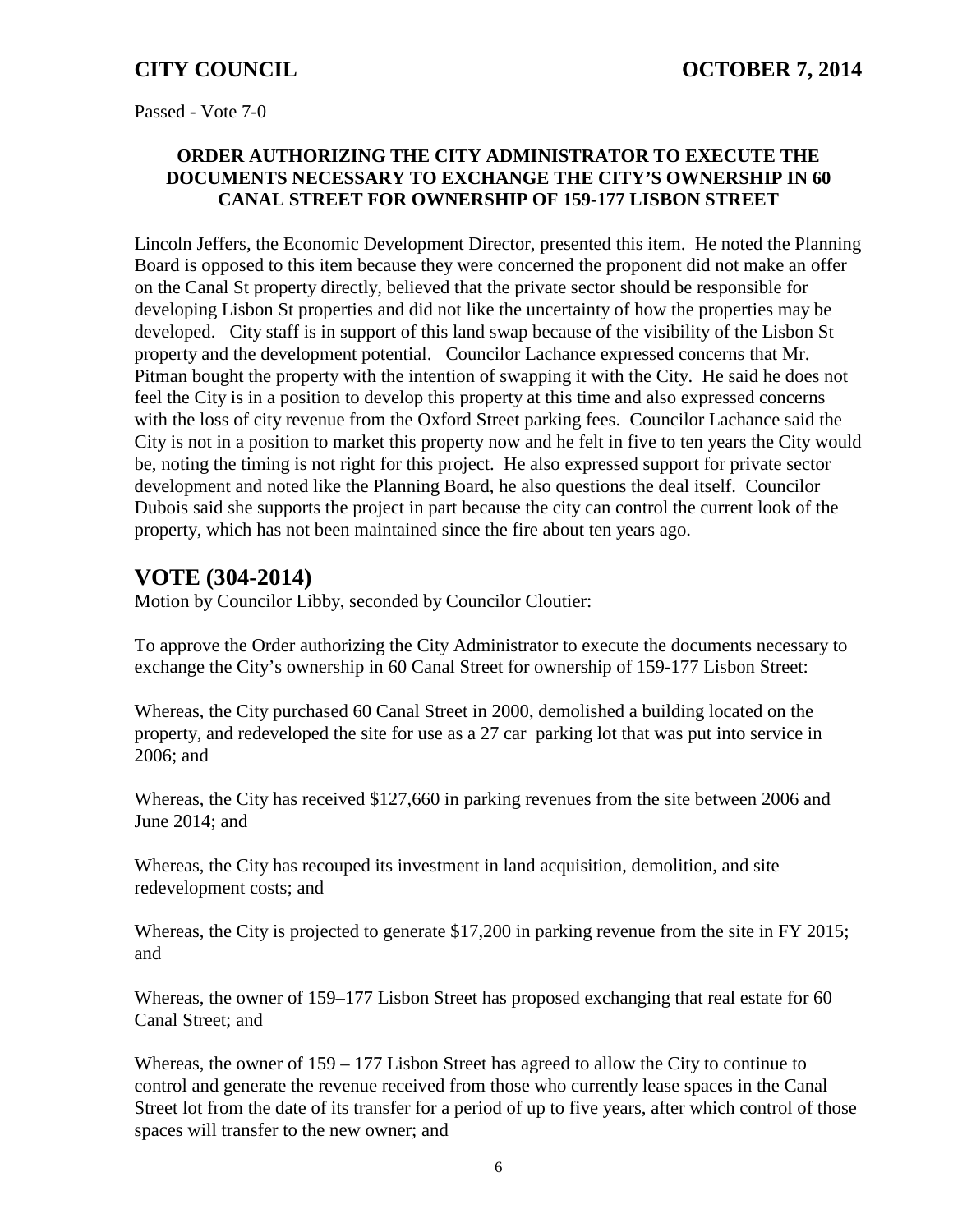Passed - Vote 7-0

**ORDER AUTHORIZING THE CITY ADMINISTRATOR TO EXECUTE THE DOCUMENTS NECESSARY TO EXCHANGE THE CITY'S OWNERSHIP IN 60 CANAL STREET FOR OWNERSHIP OF 159-177 LISBON STREET**

Lincoln Jeffers, the Economic Development Director, presented this item. He noted the Planning Board is opposed to this item because they were concerned the proponent did not make an offer on the Canal St property directly, believed that the private sector should be responsible for developing Lisbon St properties and did not like the uncertainty of how the properties may be developed. City staff is in support of this land swap because of the visibility of the Lisbon St property and the development potential. Councilor Lachance expressed concerns that Mr. Pitman bought the property with the intention of swapping it with the City. He said he does not feel the City is in a position to develop this property at this time and also expressed concerns with the loss of city revenue from the Oxford Street parking fees. Councilor Lachance said the City is not in a position to market this property now and he felt in five to ten years the City would be, noting the timing is not right for this project. He also expressed support for private sector development and noted like the Planning Board, he also questions the deal itself. Councilor Dubois said she supports the project in part because the city can control the current look of the property, which has not been maintained since the fire about ten years ago.

## VOTE (304-2014)

Motion by Councilor Libby, seconded by Councilor Cloutier:

To approve the Order authorizing the City Administrator to execute the documents necessary to exchange the City's ownership in 60 Canal Street for ownership of 159-177 Lisbon Street:

Whereas, the City purchased 60 Canal Street in 2000, demolished a building located on the property, and redeveloped the site for use as a 27 car parking lot that was put into service in 2006; and

Whereas, the City has received $127,660 in parking revenues from the site between 2006 and June 2014; and

Whereas, the City has recouped its investment in land acquisition, demolition, and site redevelopment costs; and

Whereas, the City is projected to generate $17,200 in parking revenue from the site in FY 2015; and

Whereas, the owner of 159–177 Lisbon Street has proposed exchanging that real estate for 60 Canal Street; and

Whereas, the owner of 159 – 177 Lisbon Street has agreed to allow the City to continue to control and generate the revenue received from those who currently lease spaces in the Canal Street lot from the date of its transfer for a period of up to five years, after which control of those spaces will transfer to the new owner; and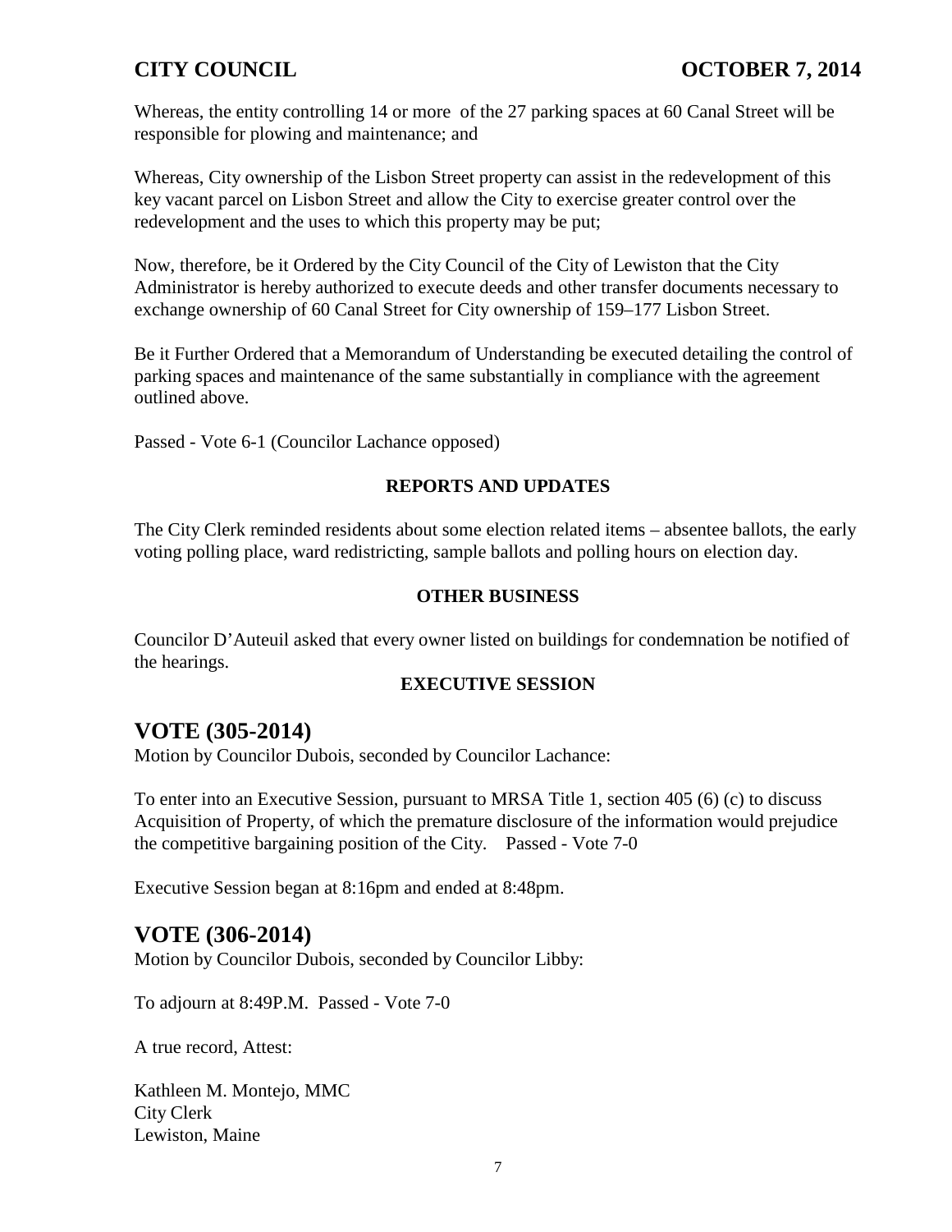Whereas, the entity controlling 14 or more of the 27 parking spaces at 60 Canal Street will be responsible for plowing and maintenance; and

Whereas, City ownership of the Lisbon Street property can assist in the redevelopment of this key vacant parcel on Lisbon Street and allow the City to exercise greater control over the redevelopment and the uses to which this property may be put;

Now, therefore, be it Ordered by the City Council of the City of Lewiston that the City Administrator is hereby authorized to execute deeds and other transfer documents necessary to exchange ownership of 60 Canal Street for City ownership of 159–177 Lisbon Street.

Be it Further Ordered that a Memorandum of Understanding be executed detailing the control of parking spaces and maintenance of the same substantially in compliance with the agreement outlined above.

Passed - Vote 6-1 (Councilor Lachance opposed)

**REPORTS AND UPDATES**

The City Clerk reminded residents about some election related items – absentee ballots, the early voting polling place, ward redistricting, sample ballots and polling hours on election day.

**OTHER BUSINESS**

Councilor D'Auteuil asked that every owner listed on buildings for condemnation be notified of the hearings.

**EXECUTIVE SESSION**

## VOTE (305-2014)

Motion by Councilor Dubois, seconded by Councilor Lachance:

To enter into an Executive Session, pursuant to MRSA Title 1, section 405 (6) (c) to discuss Acquisition of Property, of which the premature disclosure of the information would prejudice the competitive bargaining position of the City. Passed - Vote 7-0

Executive Session began at 8:16pm and ended at 8:48pm.

## VOTE (306-2014)

Motion by Councilor Dubois, seconded by Councilor Libby:

To adjourn at 8:49P.M. Passed - Vote 7-0

A true record, Attest:

Kathleen M. Montejo, MMC
City Clerk
Lewiston, Maine